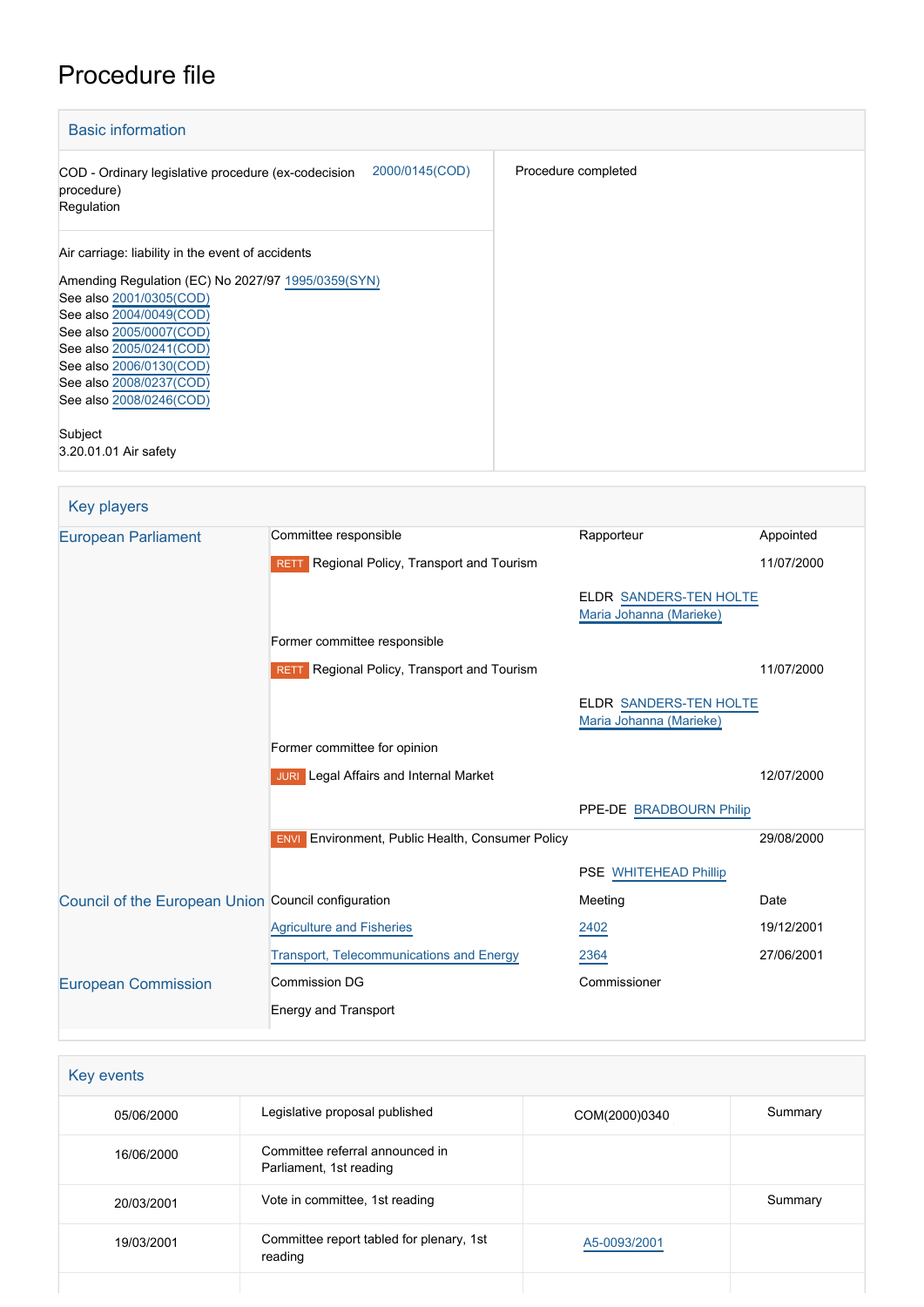# Procedure file

## Basic information

| | |
|---|---|
| COD - Ordinary legislative procedure (ex-codecision procedure)<br>Regulation<br>2000/0145(COD) | Procedure completed |
| Air carriage: liability in the event of accidents<br><br>Amending Regulation (EC) No 2027/97 1995/0359(SYN)<br>See also 2001/0305(COD)<br>See also 2004/0049(COD)<br>See also 2005/0007(COD)<br>See also 2005/0241(COD)<br>See also 2006/0130(COD)<br>See also 2008/0237(COD)<br>See also 2008/0246(COD)<br><br>Subject<br>3.20.01.01 Air safety | |

## Key players

| | | | |
|---|---|---|---|
| European Parliament | Committee responsible | Rapporteur | Appointed |
| | RETT Regional Policy, Transport and Tourism | | 11/07/2000 |
| | | ELDR SANDERS-TEN HOLTE Maria Johanna (Marieke) | |
| | Former committee responsible | | |
| | RETT Regional Policy, Transport and Tourism | | 11/07/2000 |
| | | ELDR SANDERS-TEN HOLTE Maria Johanna (Marieke) | |
| | Former committee for opinion | | |
| | JURI Legal Affairs and Internal Market | | 12/07/2000 |
| | | PPE-DE BRADBOURN Philip | |
| | ENVI Environment, Public Health, Consumer Policy | | 29/08/2000 |
| | | PSE WHITEHEAD Phillip | |
| Council of the European Union | Council configuration | Meeting | Date |
| | Agriculture and Fisheries | 2402 | 19/12/2001 |
| | Transport, Telecommunications and Energy | 2364 | 27/06/2001 |
| European Commission | Commission DG | Commissioner | |
| | Energy and Transport | | |

## Key events

| | | | |
|---|---|---|---|
| 05/06/2000 | Legislative proposal published | COM(2000)0340 | Summary |
| 16/06/2000 | Committee referral announced in Parliament, 1st reading | | |
| 20/03/2001 | Vote in committee, 1st reading | | Summary |
| 19/03/2001 | Committee report tabled for plenary, 1st reading | A5-0093/2001 | |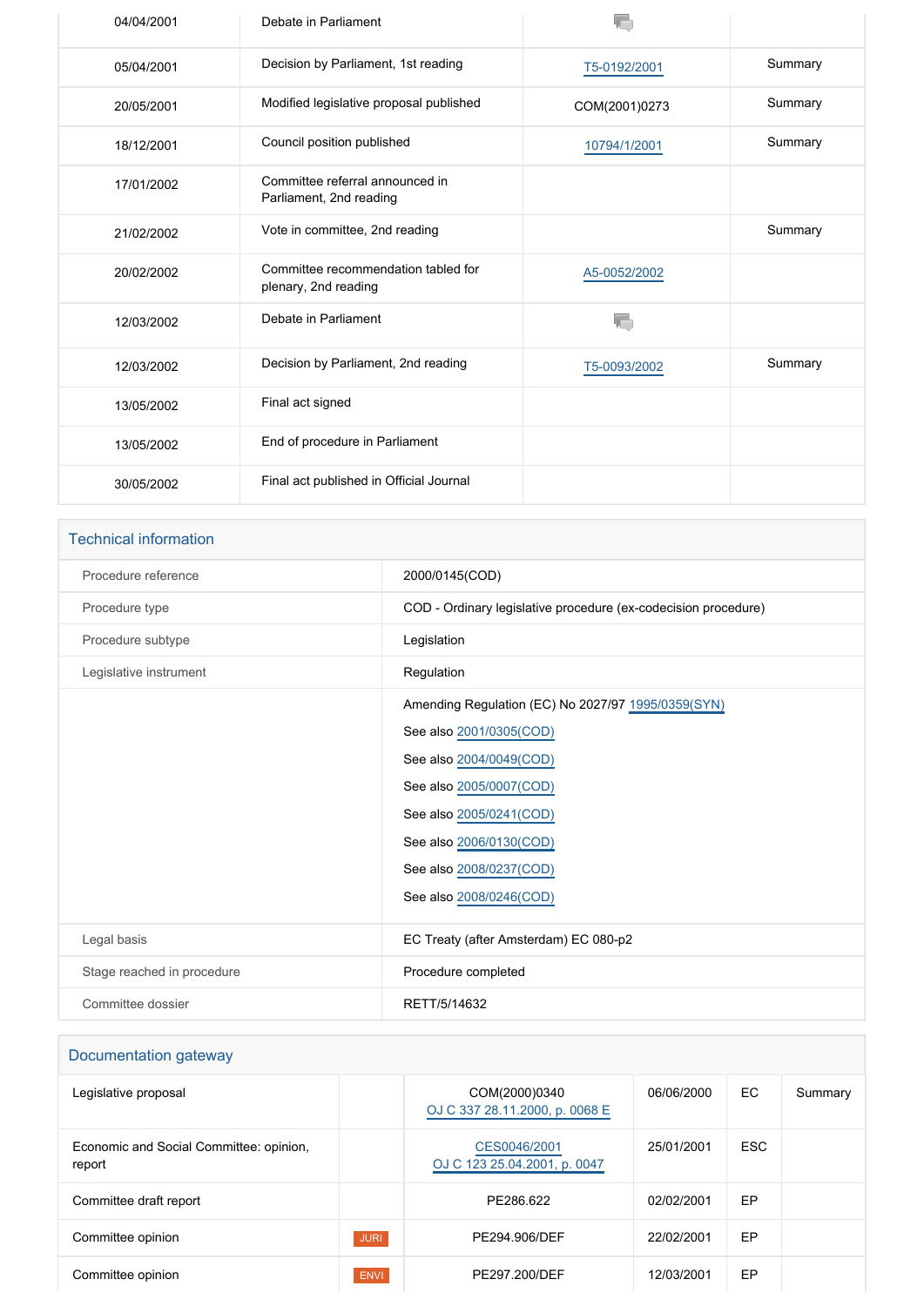| | | | |
|---|---|---|---|
| 04/04/2001 | Debate in Parliament | | |
| 05/04/2001 | Decision by Parliament, 1st reading | T5-0192/2001 | Summary |
| 20/05/2001 | Modified legislative proposal published | COM(2001)0273 | Summary |
| 18/12/2001 | Council position published | 10794/1/2001 | Summary |
| 17/01/2002 | Committee referral announced in Parliament, 2nd reading | | |
| 21/02/2002 | Vote in committee, 2nd reading | | Summary |
| 20/02/2002 | Committee recommendation tabled for plenary, 2nd reading | A5-0052/2002 | |
| 12/03/2002 | Debate in Parliament | | |
| 12/03/2002 | Decision by Parliament, 2nd reading | T5-0093/2002 | Summary |
| 13/05/2002 | Final act signed | | |
| 13/05/2002 | End of procedure in Parliament | | |
| 30/05/2002 | Final act published in Official Journal | | |

## Technical information

| | |
|---|---|
| Procedure reference | 2000/0145(COD) |
| Procedure type | COD - Ordinary legislative procedure (ex-codecision procedure) |
| Procedure subtype | Legislation |
| Legislative instrument | Regulation |
| | Amending Regulation (EC) No 2027/97 1995/0359(SYN)<br>See also 2001/0305(COD)<br>See also 2004/0049(COD)<br>See also 2005/0007(COD)<br>See also 2005/0241(COD)<br>See also 2006/0130(COD)<br>See also 2008/0237(COD)<br>See also 2008/0246(COD) |
| Legal basis | EC Treaty (after Amsterdam) EC 080-p2 |
| Stage reached in procedure | Procedure completed |
| Committee dossier | RETT/5/14632 |

## Documentation gateway

| | | | | | |
|---|---|---|---|---|---|
| Legislative proposal | | COM(2000)0340<br>OJ C 337 28.11.2000, p. 0068 E | 06/06/2000 | EC | Summary |
| Economic and Social Committee: opinion, report | | CES0046/2001<br>OJ C 123 25.04.2001, p. 0047 | 25/01/2001 | ESC | |
| Committee draft report | | PE286.622 | 02/02/2001 | EP | |
| Committee opinion | JURI | PE294.906/DEF | 22/02/2001 | EP | |
| Committee opinion | ENVI | PE297.200/DEF | 12/03/2001 | EP | |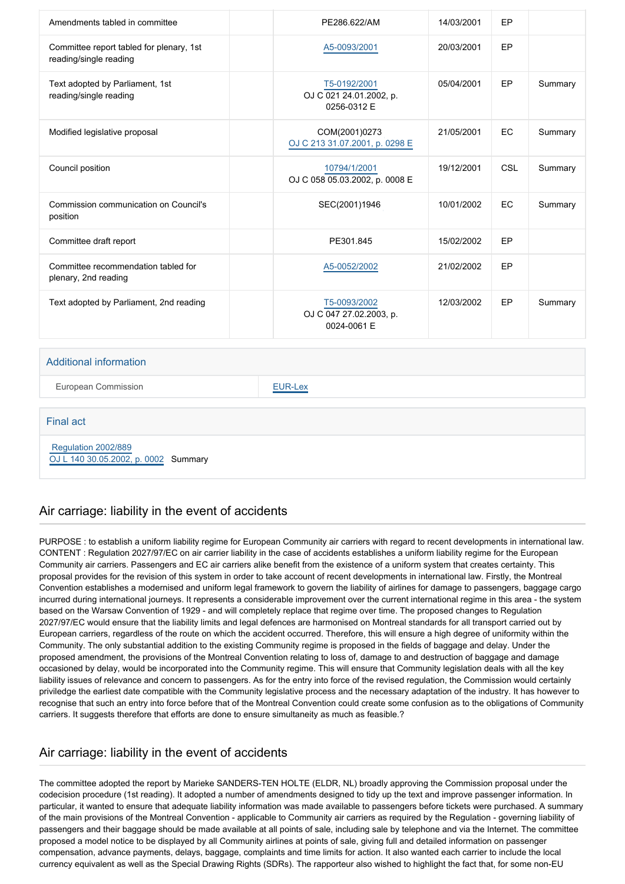| | | | | | |
|---|---|---|---|---|---|
| Amendments tabled in committee | | PE286.622/AM | 14/03/2001 | EP | |
| Committee report tabled for plenary, 1st reading/single reading | | A5-0093/2001 | 20/03/2001 | EP | |
| Text adopted by Parliament, 1st reading/single reading | | T5-0192/2001 OJ C 021 24.01.2002, p. 0256-0312 E | 05/04/2001 | EP | Summary |
| Modified legislative proposal | | COM(2001)0273 OJ C 213 31.07.2001, p. 0298 E | 21/05/2001 | EC | Summary |
| Council position | | 10794/1/2001 OJ C 058 05.03.2002, p. 0008 E | 19/12/2001 | CSL | Summary |
| Commission communication on Council's position | | SEC(2001)1946 | 10/01/2002 | EC | Summary |
| Committee draft report | | PE301.845 | 15/02/2002 | EP | |
| Committee recommendation tabled for plenary, 2nd reading | | A5-0052/2002 | 21/02/2002 | EP | |
| Text adopted by Parliament, 2nd reading | | T5-0093/2002 OJ C 047 27.02.2003, p. 0024-0061 E | 12/03/2002 | EP | Summary |

### Additional information

| | |
|---|---|
| European Commission | EUR-Lex |

### Final act

Regulation 2002/889
OJ L 140 30.05.2002, p. 0002 Summary

## Air carriage: liability in the event of accidents

PURPOSE : to establish a uniform liability regime for European Community air carriers with regard to recent developments in international law. CONTENT : Regulation 2027/97/EC on air carrier liability in the case of accidents establishes a uniform liability regime for the European Community air carriers. Passengers and EC air carriers alike benefit from the existence of a uniform system that creates certainty. This proposal provides for the revision of this system in order to take account of recent developments in international law. Firstly, the Montreal Convention establishes a modernised and uniform legal framework to govern the liability of airlines for damage to passengers, baggage cargo incurred during international journeys. It represents a considerable improvement over the current international regime in this area - the system based on the Warsaw Convention of 1929 - and will completely replace that regime over time. The proposed changes to Regulation 2027/97/EC would ensure that the liability limits and legal defences are harmonised on Montreal standards for all transport carried out by European carriers, regardless of the route on which the accident occurred. Therefore, this will ensure a high degree of uniformity within the Community. The only substantial addition to the existing Community regime is proposed in the fields of baggage and delay. Under the proposed amendment, the provisions of the Montreal Convention relating to loss of, damage to and destruction of baggage and damage occasioned by delay, would be incorporated into the Community regime. This will ensure that Community legislation deals with all the key liability issues of relevance and concern to passengers. As for the entry into force of the revised regulation, the Commission would certainly priviledge the earliest date compatible with the Community legislative process and the necessary adaptation of the industry. It has however to recognise that such an entry into force before that of the Montreal Convention could create some confusion as to the obligations of Community carriers. It suggests therefore that efforts are done to ensure simultaneity as much as feasible.?

## Air carriage: liability in the event of accidents

The committee adopted the report by Marieke SANDERS-TEN HOLTE (ELDR, NL) broadly approving the Commission proposal under the codecision procedure (1st reading). It adopted a number of amendments designed to tidy up the text and improve passenger information. In particular, it wanted to ensure that adequate liability information was made available to passengers before tickets were purchased. A summary of the main provisions of the Montreal Convention - applicable to Community air carriers as required by the Regulation - governing liability of passengers and their baggage should be made available at all points of sale, including sale by telephone and via the Internet. The committee proposed a model notice to be displayed by all Community airlines at points of sale, giving full and detailed information on passenger compensation, advance payments, delays, baggage, complaints and time limits for action. It also wanted each carrier to include the local currency equivalent as well as the Special Drawing Rights (SDRs). The rapporteur also wished to highlight the fact that, for some non-EU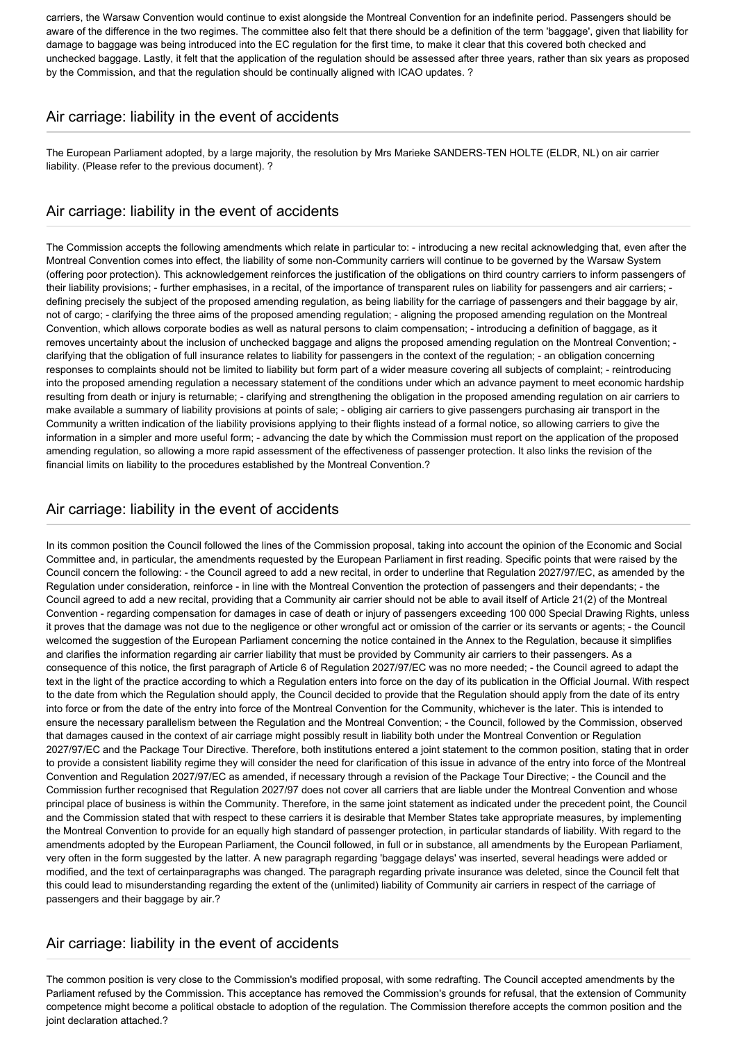carriers, the Warsaw Convention would continue to exist alongside the Montreal Convention for an indefinite period. Passengers should be aware of the difference in the two regimes. The committee also felt that there should be a definition of the term 'baggage', given that liability for damage to baggage was being introduced into the EC regulation for the first time, to make it clear that this covered both checked and unchecked baggage. Lastly, it felt that the application of the regulation should be assessed after three years, rather than six years as proposed by the Commission, and that the regulation should be continually aligned with ICAO updates. ?

## Air carriage: liability in the event of accidents

The European Parliament adopted, by a large majority, the resolution by Mrs Marieke SANDERS-TEN HOLTE (ELDR, NL) on air carrier liability. (Please refer to the previous document). ?

## Air carriage: liability in the event of accidents

The Commission accepts the following amendments which relate in particular to: - introducing a new recital acknowledging that, even after the Montreal Convention comes into effect, the liability of some non-Community carriers will continue to be governed by the Warsaw System (offering poor protection). This acknowledgement reinforces the justification of the obligations on third country carriers to inform passengers of their liability provisions; - further emphasises, in a recital, of the importance of transparent rules on liability for passengers and air carriers; - defining precisely the subject of the proposed amending regulation, as being liability for the carriage of passengers and their baggage by air, not of cargo; - clarifying the three aims of the proposed amending regulation; - aligning the proposed amending regulation on the Montreal Convention, which allows corporate bodies as well as natural persons to claim compensation; - introducing a definition of baggage, as it removes uncertainty about the inclusion of unchecked baggage and aligns the proposed amending regulation on the Montreal Convention; - clarifying that the obligation of full insurance relates to liability for passengers in the context of the regulation; - an obligation concerning responses to complaints should not be limited to liability but form part of a wider measure covering all subjects of complaint; - reintroducing into the proposed amending regulation a necessary statement of the conditions under which an advance payment to meet economic hardship resulting from death or injury is returnable; - clarifying and strengthening the obligation in the proposed amending regulation on air carriers to make available a summary of liability provisions at points of sale; - obliging air carriers to give passengers purchasing air transport in the Community a written indication of the liability provisions applying to their flights instead of a formal notice, so allowing carriers to give the information in a simpler and more useful form; - advancing the date by which the Commission must report on the application of the proposed amending regulation, so allowing a more rapid assessment of the effectiveness of passenger protection. It also links the revision of the financial limits on liability to the procedures established by the Montreal Convention.?

## Air carriage: liability in the event of accidents

In its common position the Council followed the lines of the Commission proposal, taking into account the opinion of the Economic and Social Committee and, in particular, the amendments requested by the European Parliament in first reading. Specific points that were raised by the Council concern the following: - the Council agreed to add a new recital, in order to underline that Regulation 2027/97/EC, as amended by the Regulation under consideration, reinforce - in line with the Montreal Convention the protection of passengers and their dependants; - the Council agreed to add a new recital, providing that a Community air carrier should not be able to avail itself of Article 21(2) of the Montreal Convention - regarding compensation for damages in case of death or injury of passengers exceeding 100 000 Special Drawing Rights, unless it proves that the damage was not due to the negligence or other wrongful act or omission of the carrier or its servants or agents; - the Council welcomed the suggestion of the European Parliament concerning the notice contained in the Annex to the Regulation, because it simplifies and clarifies the information regarding air carrier liability that must be provided by Community air carriers to their passengers. As a consequence of this notice, the first paragraph of Article 6 of Regulation 2027/97/EC was no more needed; - the Council agreed to adapt the text in the light of the practice according to which a Regulation enters into force on the day of its publication in the Official Journal. With respect to the date from which the Regulation should apply, the Council decided to provide that the Regulation should apply from the date of its entry into force or from the date of the entry into force of the Montreal Convention for the Community, whichever is the later. This is intended to ensure the necessary parallelism between the Regulation and the Montreal Convention; - the Council, followed by the Commission, observed that damages caused in the context of air carriage might possibly result in liability both under the Montreal Convention or Regulation 2027/97/EC and the Package Tour Directive. Therefore, both institutions entered a joint statement to the common position, stating that in order to provide a consistent liability regime they will consider the need for clarification of this issue in advance of the entry into force of the Montreal Convention and Regulation 2027/97/EC as amended, if necessary through a revision of the Package Tour Directive; - the Council and the Commission further recognised that Regulation 2027/97 does not cover all carriers that are liable under the Montreal Convention and whose principal place of business is within the Community. Therefore, in the same joint statement as indicated under the precedent point, the Council and the Commission stated that with respect to these carriers it is desirable that Member States take appropriate measures, by implementing the Montreal Convention to provide for an equally high standard of passenger protection, in particular standards of liability. With regard to the amendments adopted by the European Parliament, the Council followed, in full or in substance, all amendments by the European Parliament, very often in the form suggested by the latter. A new paragraph regarding 'baggage delays' was inserted, several headings were added or modified, and the text of certainparagraphs was changed. The paragraph regarding private insurance was deleted, since the Council felt that this could lead to misunderstanding regarding the extent of the (unlimited) liability of Community air carriers in respect of the carriage of passengers and their baggage by air.?

## Air carriage: liability in the event of accidents

The common position is very close to the Commission's modified proposal, with some redrafting. The Council accepted amendments by the Parliament refused by the Commission. This acceptance has removed the Commission's grounds for refusal, that the extension of Community competence might become a political obstacle to adoption of the regulation. The Commission therefore accepts the common position and the joint declaration attached.?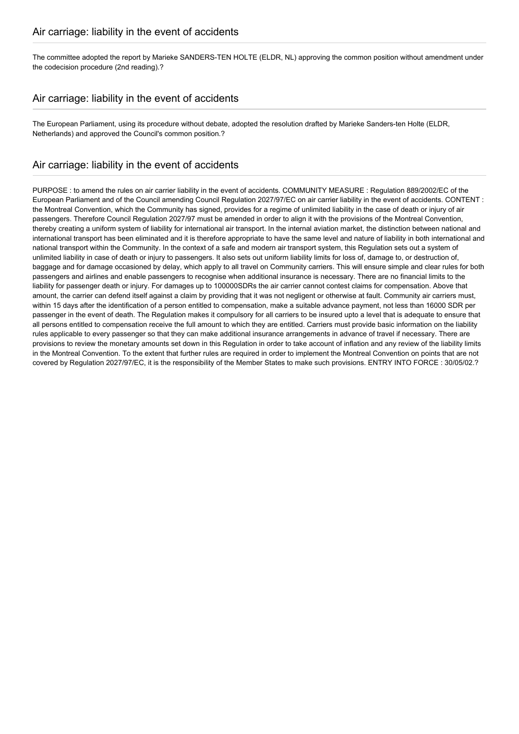## Air carriage: liability in the event of accidents

The committee adopted the report by Marieke SANDERS-TEN HOLTE (ELDR, NL) approving the common position without amendment under the codecision procedure (2nd reading).?

## Air carriage: liability in the event of accidents

The European Parliament, using its procedure without debate, adopted the resolution drafted by Marieke Sanders-ten Holte (ELDR, Netherlands) and approved the Council's common position.?

## Air carriage: liability in the event of accidents

PURPOSE : to amend the rules on air carrier liability in the event of accidents. COMMUNITY MEASURE : Regulation 889/2002/EC of the European Parliament and of the Council amending Council Regulation 2027/97/EC on air carrier liability in the event of accidents. CONTENT : the Montreal Convention, which the Community has signed, provides for a regime of unlimited liability in the case of death or injury of air passengers. Therefore Council Regulation 2027/97 must be amended in order to align it with the provisions of the Montreal Convention, thereby creating a uniform system of liability for international air transport. In the internal aviation market, the distinction between national and international transport has been eliminated and it is therefore appropriate to have the same level and nature of liability in both international and national transport within the Community. In the context of a safe and modern air transport system, this Regulation sets out a system of unlimited liability in case of death or injury to passengers. It also sets out uniform liability limits for loss of, damage to, or destruction of, baggage and for damage occasioned by delay, which apply to all travel on Community carriers. This will ensure simple and clear rules for both passengers and airlines and enable passengers to recognise when additional insurance is necessary. There are no financial limits to the liability for passenger death or injury. For damages up to 100000SDRs the air carrier cannot contest claims for compensation. Above that amount, the carrier can defend itself against a claim by providing that it was not negligent or otherwise at fault. Community air carriers must, within 15 days after the identification of a person entitled to compensation, make a suitable advance payment, not less than 16000 SDR per passenger in the event of death. The Regulation makes it compulsory for all carriers to be insured upto a level that is adequate to ensure that all persons entitled to compensation receive the full amount to which they are entitled. Carriers must provide basic information on the liability rules applicable to every passenger so that they can make additional insurance arrangements in advance of travel if necessary. There are provisions to review the monetary amounts set down in this Regulation in order to take account of inflation and any review of the liability limits in the Montreal Convention. To the extent that further rules are required in order to implement the Montreal Convention on points that are not covered by Regulation 2027/97/EC, it is the responsibility of the Member States to make such provisions. ENTRY INTO FORCE : 30/05/02.?